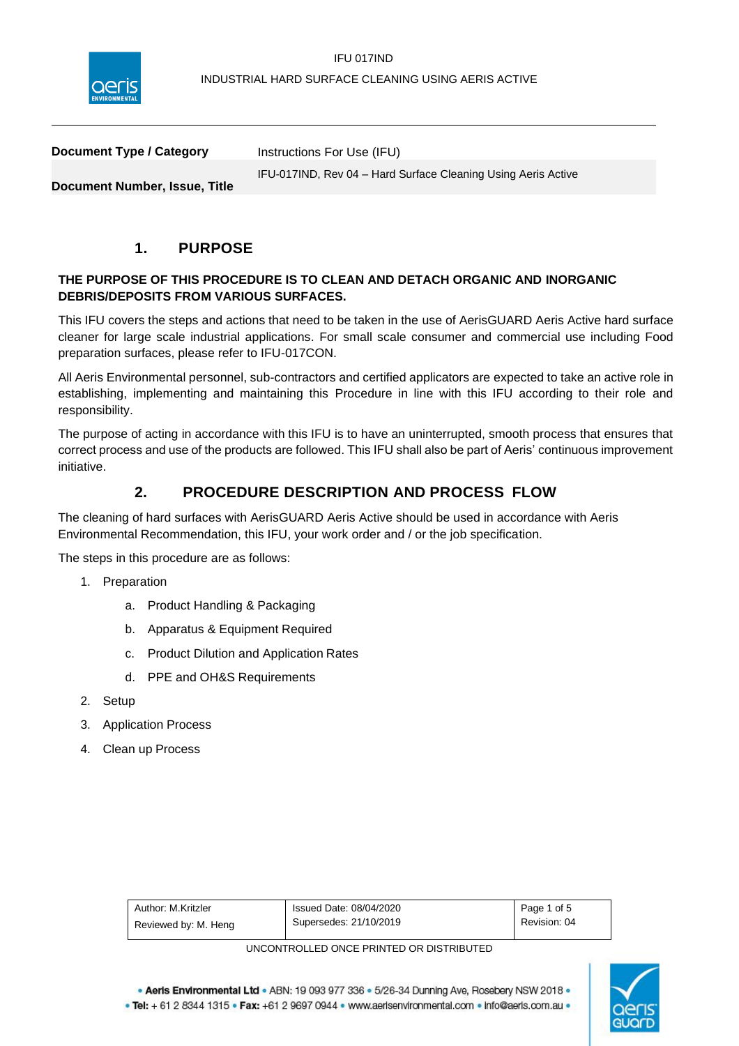| Document Type / Category | Instructions For Use (IFU) |
| --- | --- |
| Document Number, Issue, Title | IFU-017IND, Rev 04 – Hard Surface Cleaning Using Aeris Active |

## 1. PURPOSE

**THE PURPOSE OF THIS PROCEDURE IS TO CLEAN AND DETACH ORGANIC AND INORGANIC DEBRIS/DEPOSITS FROM VARIOUS SURFACES.**

This IFU covers the steps and actions that need to be taken in the use of AerisGUARD Aeris Active hard surface cleaner for large scale industrial applications. For small scale consumer and commercial use including Food preparation surfaces, please refer to IFU-017CON.

All Aeris Environmental personnel, sub-contractors and certified applicators are expected to take an active role in establishing, implementing and maintaining this Procedure in line with this IFU according to their role and responsibility.

The purpose of acting in accordance with this IFU is to have an uninterrupted, smooth process that ensures that correct process and use of the products are followed. This IFU shall also be part of Aeris' continuous improvement initiative.

## 2. PROCEDURE DESCRIPTION AND PROCESS FLOW

The cleaning of hard surfaces with AerisGUARD Aeris Active should be used in accordance with Aeris Environmental Recommendation, this IFU, your work order and / or the job specification.

The steps in this procedure are as follows:

1. Preparation
   a. Product Handling & Packaging
   b. Apparatus & Equipment Required
   c. Product Dilution and Application Rates
   d. PPE and OH&S Requirements
2. Setup
3. Application Process
4. Clean up Process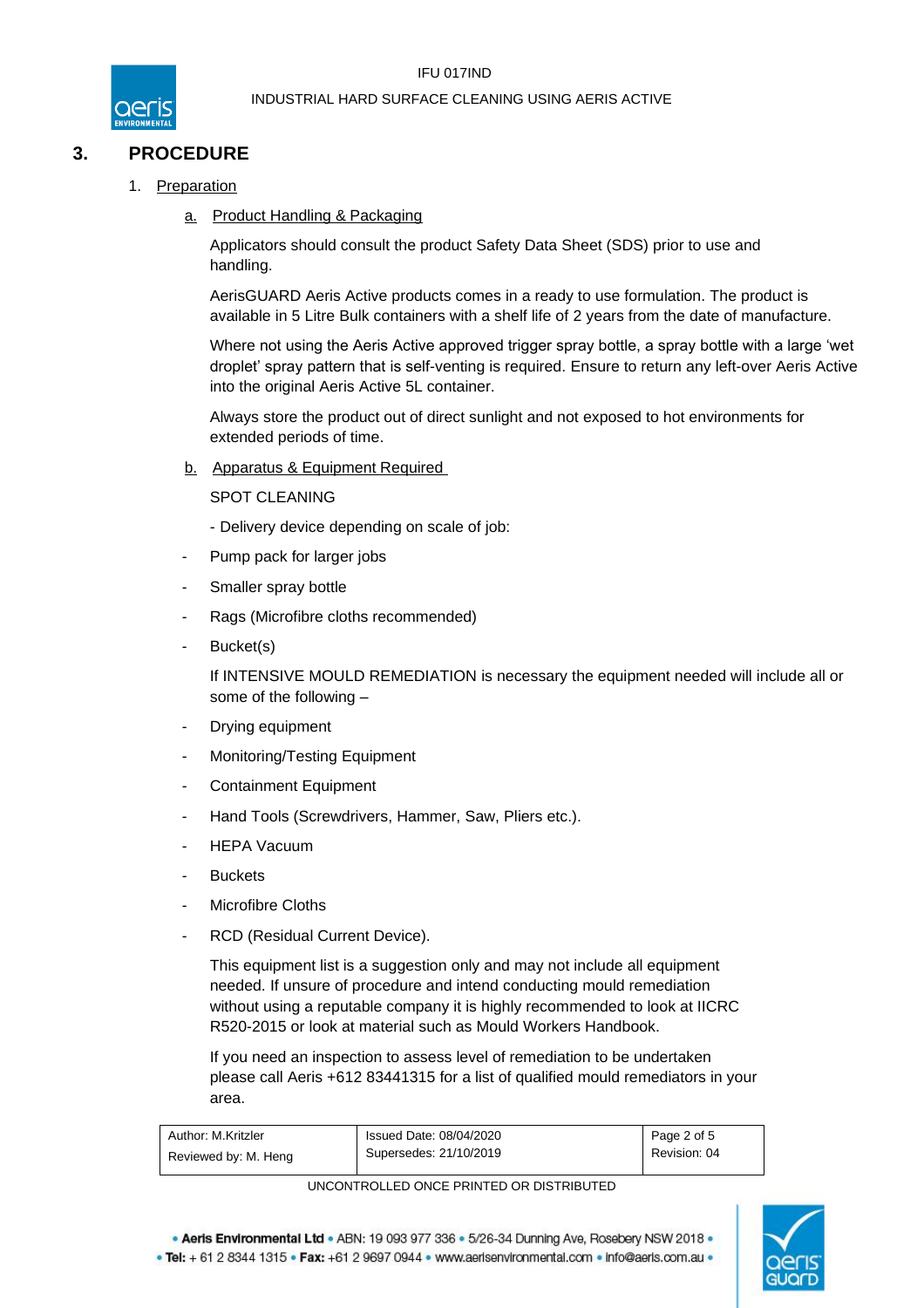## 3. PROCEDURE

1. Preparation

   a. Product Handling & Packaging

   Applicators should consult the product Safety Data Sheet (SDS) prior to use and handling.

   AerisGUARD Aeris Active products comes in a ready to use formulation. The product is available in 5 Litre Bulk containers with a shelf life of 2 years from the date of manufacture.

   Where not using the Aeris Active approved trigger spray bottle, a spray bottle with a large 'wet droplet' spray pattern that is self-venting is required. Ensure to return any left-over Aeris Active into the original Aeris Active 5L container.

   Always store the product out of direct sunlight and not exposed to hot environments for extended periods of time.

   b. Apparatus & Equipment Required

   SPOT CLEANING

   - Delivery device depending on scale of job:

- Pump pack for larger jobs
- Smaller spray bottle
- Rags (Microfibre cloths recommended)
- Bucket(s)

If INTENSIVE MOULD REMEDIATION is necessary the equipment needed will include all or some of the following –

- Drying equipment
- Monitoring/Testing Equipment
- Containment Equipment
- Hand Tools (Screwdrivers, Hammer, Saw, Pliers etc.).
- HEPA Vacuum
- Buckets
- Microfibre Cloths
- RCD (Residual Current Device).

This equipment list is a suggestion only and may not include all equipment needed. If unsure of procedure and intend conducting mould remediation without using a reputable company it is highly recommended to look at IICRC R520-2015 or look at material such as Mould Workers Handbook.

If you need an inspection to assess level of remediation to be undertaken please call Aeris +612 83441315 for a list of qualified mould remediators in your area.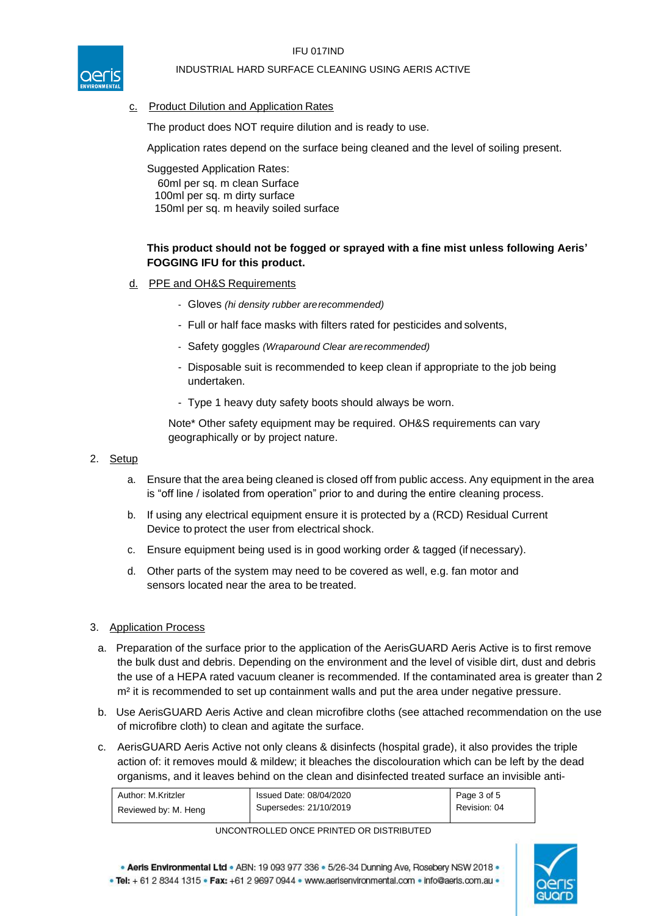c. Product Dilution and Application Rates

The product does NOT require dilution and is ready to use.

Application rates depend on the surface being cleaned and the level of soiling present.

Suggested Application Rates:
60ml per sq. m clean Surface
100ml per sq. m dirty surface
150ml per sq. m heavily soiled surface

**This product should not be fogged or sprayed with a fine mist unless following Aeris' FOGGING IFU for this product.**

d. PPE and OH&S Requirements

- Gloves *(hi density rubber are recommended)*
- Full or half face masks with filters rated for pesticides and solvents,
- Safety goggles *(Wraparound Clear are recommended)*
- Disposable suit is recommended to keep clean if appropriate to the job being undertaken.
- Type 1 heavy duty safety boots should always be worn.

Note* Other safety equipment may be required. OH&S requirements can vary geographically or by project nature.

2. Setup

   a. Ensure that the area being cleaned is closed off from public access. Any equipment in the area is "off line / isolated from operation" prior to and during the entire cleaning process.

   b. If using any electrical equipment ensure it is protected by a (RCD) Residual Current Device to protect the user from electrical shock.

   c. Ensure equipment being used is in good working order & tagged (if necessary).

   d. Other parts of the system may need to be covered as well, e.g. fan motor and sensors located near the area to be treated.

3. Application Process

   a. Preparation of the surface prior to the application of the AerisGUARD Aeris Active is to first remove the bulk dust and debris. Depending on the environment and the level of visible dirt, dust and debris the use of a HEPA rated vacuum cleaner is recommended. If the contaminated area is greater than 2 m² it is recommended to set up containment walls and put the area under negative pressure.

   b. Use AerisGUARD Aeris Active and clean microfibre cloths (see attached recommendation on the use of microfibre cloth) to clean and agitate the surface.

   c. AerisGUARD Aeris Active not only cleans & disinfects (hospital grade), it also provides the triple action of: it removes mould & mildew; it bleaches the discolouration which can be left by the dead organisms, and it leaves behind on the clean and disinfected treated surface an invisible anti-

| Author: M.Kritzler<br>Reviewed by: M. Heng | Issued Date: 08/04/2020<br>Supersedes: 21/10/2019 | Page 3 of 5<br>Revision: 04 |
|---|---|---|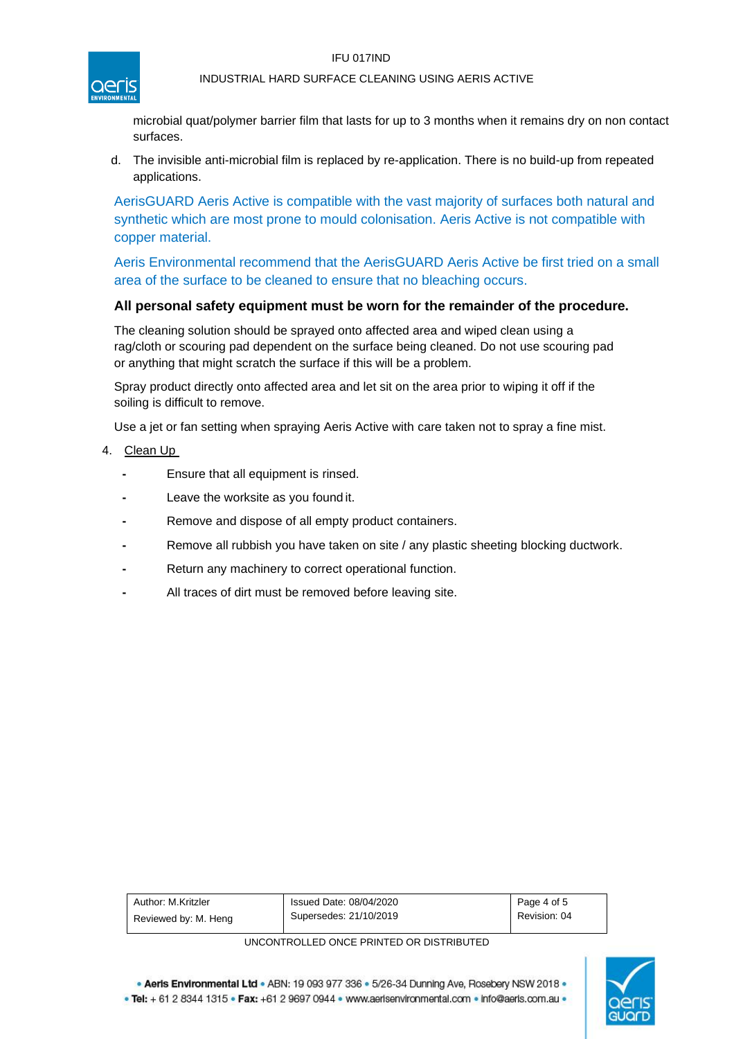microbial quat/polymer barrier film that lasts for up to 3 months when it remains dry on non contact surfaces.

d. The invisible anti-microbial film is replaced by re-application. There is no build-up from repeated applications.

AerisGUARD Aeris Active is compatible with the vast majority of surfaces both natural and synthetic which are most prone to mould colonisation. Aeris Active is not compatible with copper material.

Aeris Environmental recommend that the AerisGUARD Aeris Active be first tried on a small area of the surface to be cleaned to ensure that no bleaching occurs.

**All personal safety equipment must be worn for the remainder of the procedure.**

The cleaning solution should be sprayed onto affected area and wiped clean using a rag/cloth or scouring pad dependent on the surface being cleaned. Do not use scouring pad or anything that might scratch the surface if this will be a problem.

Spray product directly onto affected area and let sit on the area prior to wiping it off if the soiling is difficult to remove.

Use a jet or fan setting when spraying Aeris Active with care taken not to spray a fine mist.

4. Clean Up

- Ensure that all equipment is rinsed.
- Leave the worksite as you found it.
- Remove and dispose of all empty product containers.
- Remove all rubbish you have taken on site / any plastic sheeting blocking ductwork.
- Return any machinery to correct operational function.
- All traces of dirt must be removed before leaving site.

| Author: M.Kritzler<br>Reviewed by: M. Heng | Issued Date: 08/04/2020<br>Supersedes: 21/10/2019 | Revision: 04 |
|---|---|---|

UNCONTROLLED ONCE PRINTED OR DISTRIBUTED

• **Aeris Environmental Ltd** • ABN: 19 093 977 336 • 5/26-34 Dunning Ave, Rosebery NSW 2018 •
• **Tel:** + 61 2 8344 1315 • **Fax:** +61 2 9697 0944 • www.aerisenvironmental.com • info@aeris.com.au •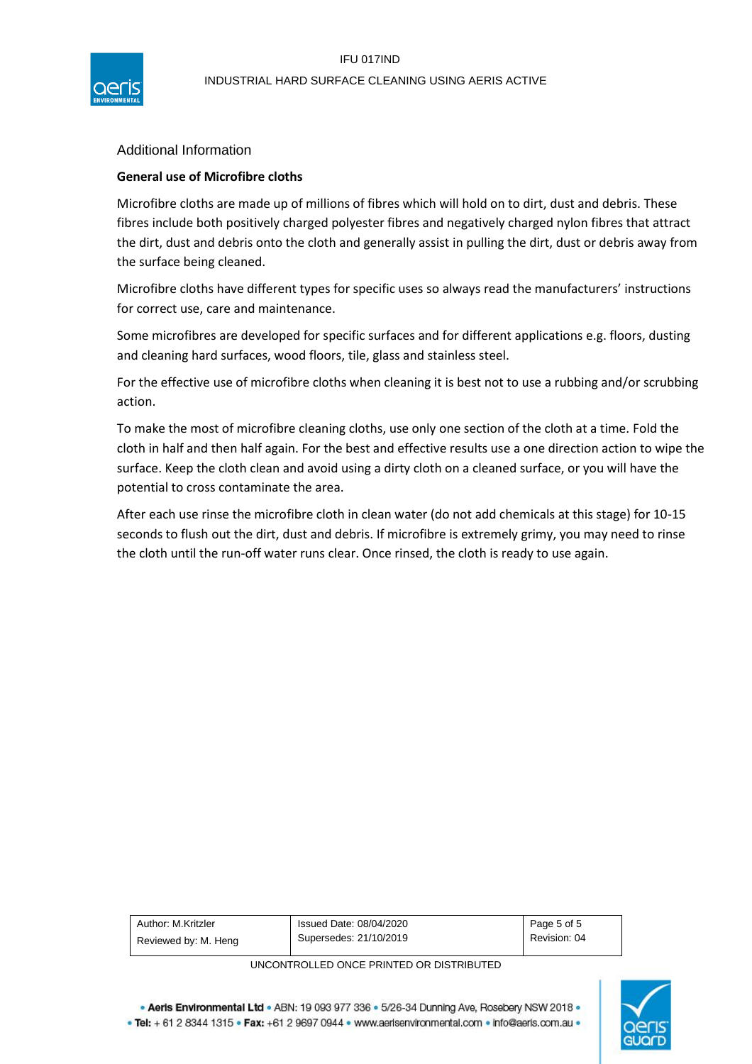## Additional Information

**General use of Microfibre cloths**

Microfibre cloths are made up of millions of fibres which will hold on to dirt, dust and debris. These fibres include both positively charged polyester fibres and negatively charged nylon fibres that attract the dirt, dust and debris onto the cloth and generally assist in pulling the dirt, dust or debris away from the surface being cleaned.

Microfibre cloths have different types for specific uses so always read the manufacturers' instructions for correct use, care and maintenance.

Some microfibres are developed for specific surfaces and for different applications e.g. floors, dusting and cleaning hard surfaces, wood floors, tile, glass and stainless steel.

For the effective use of microfibre cloths when cleaning it is best not to use a rubbing and/or scrubbing action.

To make the most of microfibre cleaning cloths, use only one section of the cloth at a time. Fold the cloth in half and then half again. For the best and effective results use a one direction action to wipe the surface. Keep the cloth clean and avoid using a dirty cloth on a cleaned surface, or you will have the potential to cross contaminate the area.

After each use rinse the microfibre cloth in clean water (do not add chemicals at this stage) for 10-15 seconds to flush out the dirt, dust and debris. If microfibre is extremely grimy, you may need to rinse the cloth until the run-off water runs clear. Once rinsed, the cloth is ready to use again.